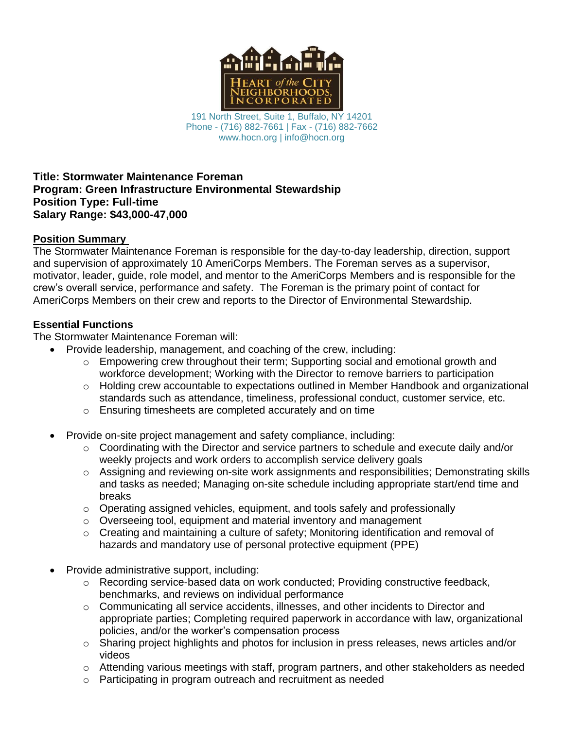HEART of the CITY NEIGHBORHOODS, INCORPORATED

191 North Street, Suite 1, Buffalo, NY 14201
Phone - (716) 882-7661 | Fax - (716) 882-7662
www.hocn.org | info@hocn.org

**Title: Stormwater Maintenance Foreman**
**Program: Green Infrastructure Environmental Stewardship**
**Position Type: Full-time**
**Salary Range: $43,000-47,000**

## Position Summary

The Stormwater Maintenance Foreman is responsible for the day-to-day leadership, direction, support and supervision of approximately 10 AmeriCorps Members. The Foreman serves as a supervisor, motivator, leader, guide, role model, and mentor to the AmeriCorps Members and is responsible for the crew's overall service, performance and safety. The Foreman is the primary point of contact for AmeriCorps Members on their crew and reports to the Director of Environmental Stewardship.

## Essential Functions

The Stormwater Maintenance Foreman will:

- Provide leadership, management, and coaching of the crew, including:
  - Empowering crew throughout their term; Supporting social and emotional growth and workforce development; Working with the Director to remove barriers to participation
  - Holding crew accountable to expectations outlined in Member Handbook and organizational standards such as attendance, timeliness, professional conduct, customer service, etc.
  - Ensuring timesheets are completed accurately and on time

- Provide on-site project management and safety compliance, including:
  - Coordinating with the Director and service partners to schedule and execute daily and/or weekly projects and work orders to accomplish service delivery goals
  - Assigning and reviewing on-site work assignments and responsibilities; Demonstrating skills and tasks as needed; Managing on-site schedule including appropriate start/end time and breaks
  - Operating assigned vehicles, equipment, and tools safely and professionally
  - Overseeing tool, equipment and material inventory and management
  - Creating and maintaining a culture of safety; Monitoring identification and removal of hazards and mandatory use of personal protective equipment (PPE)

- Provide administrative support, including:
  - Recording service-based data on work conducted; Providing constructive feedback, benchmarks, and reviews on individual performance
  - Communicating all service accidents, illnesses, and other incidents to Director and appropriate parties; Completing required paperwork in accordance with law, organizational policies, and/or the worker's compensation process
  - Sharing project highlights and photos for inclusion in press releases, news articles and/or videos
  - Attending various meetings with staff, program partners, and other stakeholders as needed
  - Participating in program outreach and recruitment as needed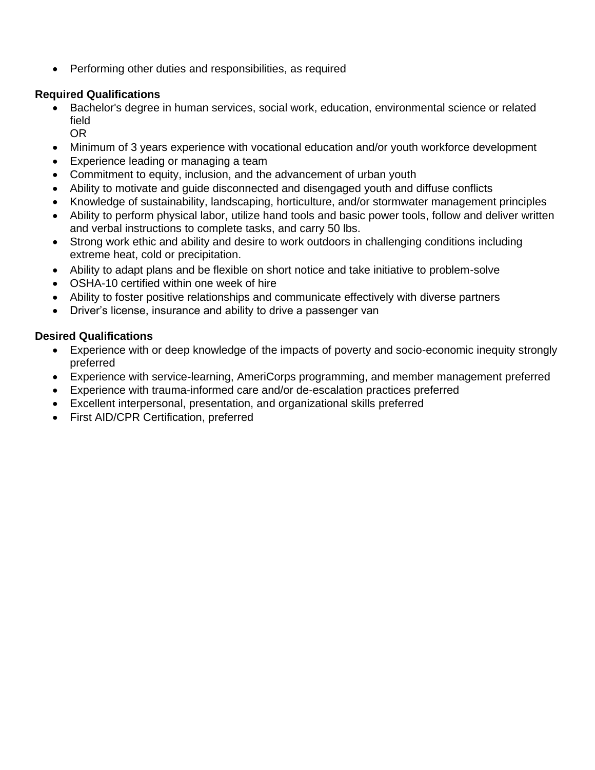- Performing other duties and responsibilities, as required

**Required Qualifications**

- Bachelor's degree in human services, social work, education, environmental science or related field
  OR
- Minimum of 3 years experience with vocational education and/or youth workforce development
- Experience leading or managing a team
- Commitment to equity, inclusion, and the advancement of urban youth
- Ability to motivate and guide disconnected and disengaged youth and diffuse conflicts
- Knowledge of sustainability, landscaping, horticulture, and/or stormwater management principles
- Ability to perform physical labor, utilize hand tools and basic power tools, follow and deliver written and verbal instructions to complete tasks, and carry 50 lbs.
- Strong work ethic and ability and desire to work outdoors in challenging conditions including extreme heat, cold or precipitation.
- Ability to adapt plans and be flexible on short notice and take initiative to problem-solve
- OSHA-10 certified within one week of hire
- Ability to foster positive relationships and communicate effectively with diverse partners
- Driver's license, insurance and ability to drive a passenger van

**Desired Qualifications**

- Experience with or deep knowledge of the impacts of poverty and socio-economic inequity strongly preferred
- Experience with service-learning, AmeriCorps programming, and member management preferred
- Experience with trauma-informed care and/or de-escalation practices preferred
- Excellent interpersonal, presentation, and organizational skills preferred
- First AID/CPR Certification, preferred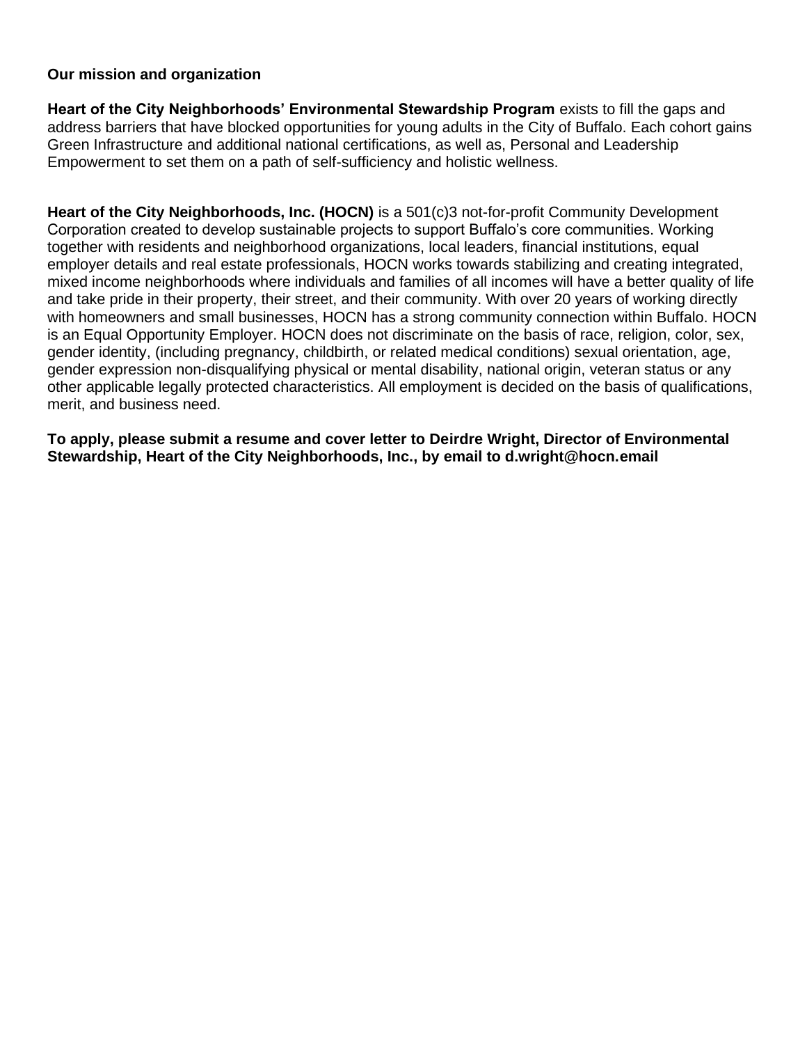**Our mission and organization**

**Heart of the City Neighborhoods' Environmental Stewardship Program** exists to fill the gaps and address barriers that have blocked opportunities for young adults in the City of Buffalo. Each cohort gains Green Infrastructure and additional national certifications, as well as, Personal and Leadership Empowerment to set them on a path of self-sufficiency and holistic wellness.

**Heart of the City Neighborhoods, Inc. (HOCN)** is a 501(c)3 not-for-profit Community Development Corporation created to develop sustainable projects to support Buffalo's core communities. Working together with residents and neighborhood organizations, local leaders, financial institutions, equal employer details and real estate professionals, HOCN works towards stabilizing and creating integrated, mixed income neighborhoods where individuals and families of all incomes will have a better quality of life and take pride in their property, their street, and their community. With over 20 years of working directly with homeowners and small businesses, HOCN has a strong community connection within Buffalo. HOCN is an Equal Opportunity Employer. HOCN does not discriminate on the basis of race, religion, color, sex, gender identity, (including pregnancy, childbirth, or related medical conditions) sexual orientation, age, gender expression non-disqualifying physical or mental disability, national origin, veteran status or any other applicable legally protected characteristics. All employment is decided on the basis of qualifications, merit, and business need.

**To apply, please submit a resume and cover letter to Deirdre Wright, Director of Environmental Stewardship, Heart of the City Neighborhoods, Inc., by email to d.wright@hocn.email**